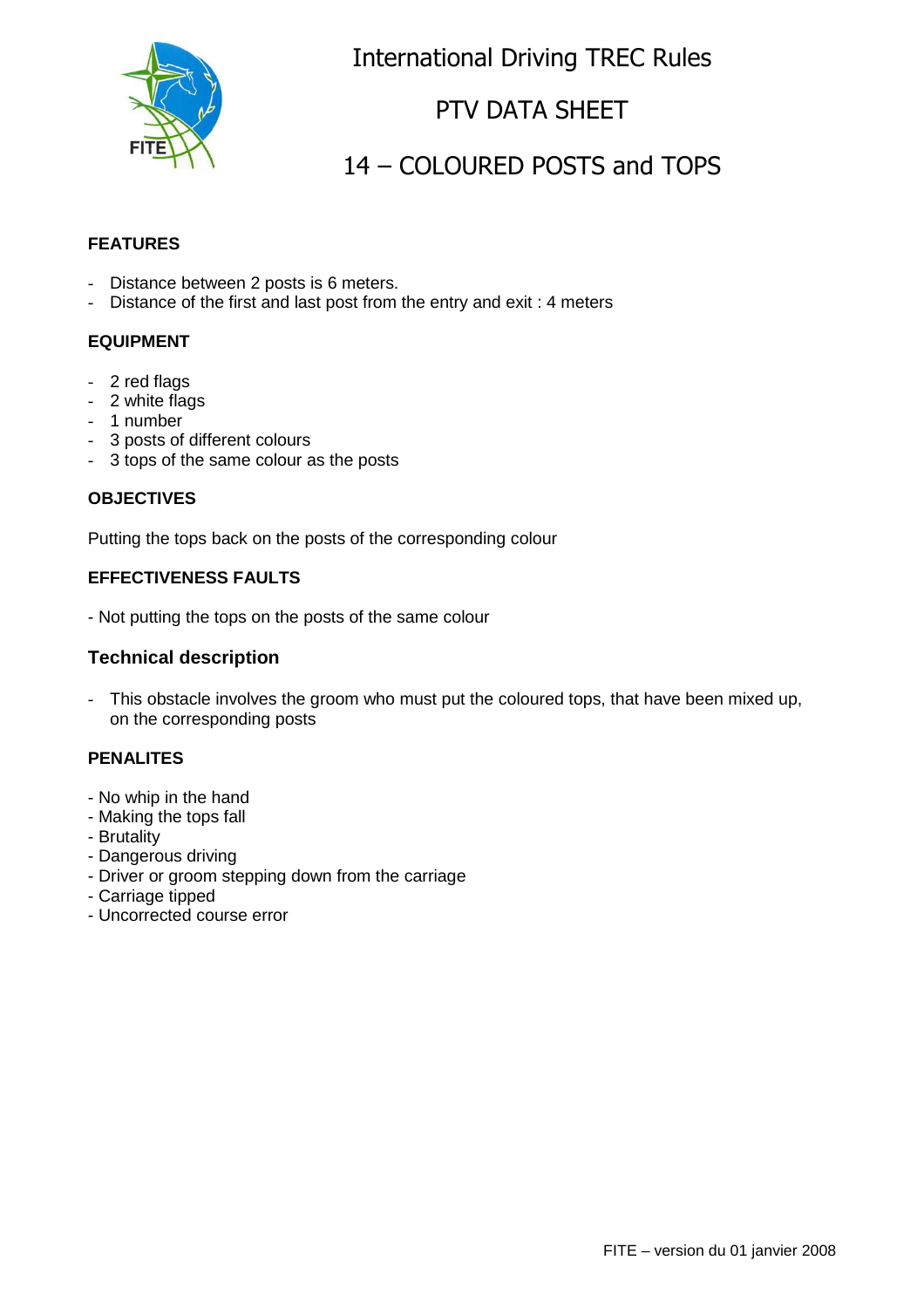# International Driving TREC Rules

## PTV DATA SHEET

## 14 – COLOURED POSTS and TOPS

**FEATURES**

- Distance between 2 posts is 6 meters.
- Distance of the first and last post from the entry and exit : 4 meters

**EQUIPMENT**

- 2 red flags
- 2 white flags
- 1 number
- 3 posts of different colours
- 3 tops of the same colour as the posts

**OBJECTIVES**

Putting the tops back on the posts of the corresponding colour

**EFFECTIVENESS FAULTS**

- Not putting the tops on the posts of the same colour

**Technical description**

- This obstacle involves the groom who must put the coloured tops, that have been mixed up, on the corresponding posts

**PENALITES**

- No whip in the hand
- Making the tops fall
- Brutality
- Dangerous driving
- Driver or groom stepping down from the carriage
- Carriage tipped
- Uncorrected course error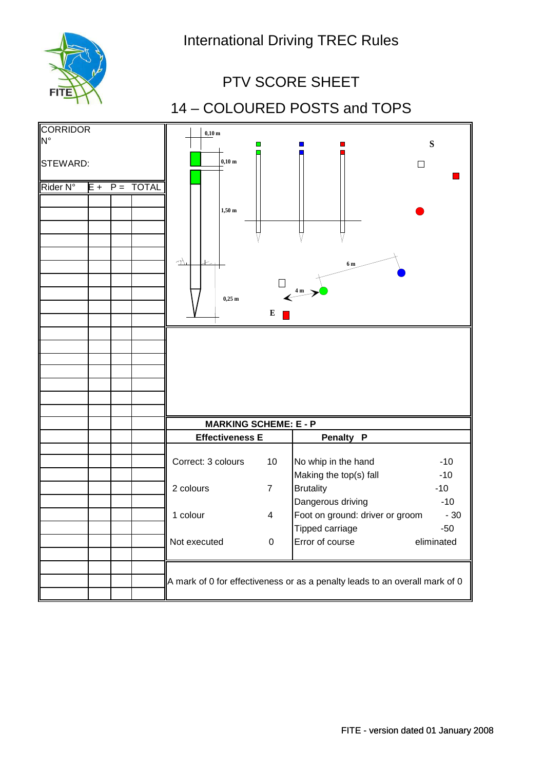International Driving TREC Rules

# PTV SCORE SHEET

## 14 – COLOURED POSTS and TOPS

CORRIDOR N°

STEWARD:

| Rider N° | E + | P = | TOTAL |
|---|---|---|---|
| | | | |
| | | | |
| | | | |
| | | | |
| | | | |
| | | | |
| | | | |
| | | | |
| | | | |
| | | | |
| | | | |
| | | | |
| | | | |
| | | | |
| | | | |
| | | | |
| | | | |
| | | | |
| | | | |
| | | | |
| | | | |
| | | | |
| | | | |
| | | | |
| | | | |
| | | | |
| | | | |
| | | | |
| | | | |
| | | | |

0,10 m
0,10 m
1,50 m
0,25 m
6 m
4 m
S
E

**MARKING SCHEME: E - P**

| **Effectiveness E** | | **Penalty P** | |
|---|---|---|---|
| Correct: 3 colours | 10 | No whip in the hand | -10 |
| | | Making the top(s) fall | -10 |
| 2 colours | 7 | Brutality | -10 |
| | | Dangerous driving | -10 |
| 1 colour | 4 | Foot on ground: driver or groom | - 30 |
| | | Tipped carriage | -50 |
| Not executed | 0 | Error of course | eliminated |

A mark of 0 for effectiveness or as a penalty leads to an overall mark of 0

FITE - version dated 01 January 2008